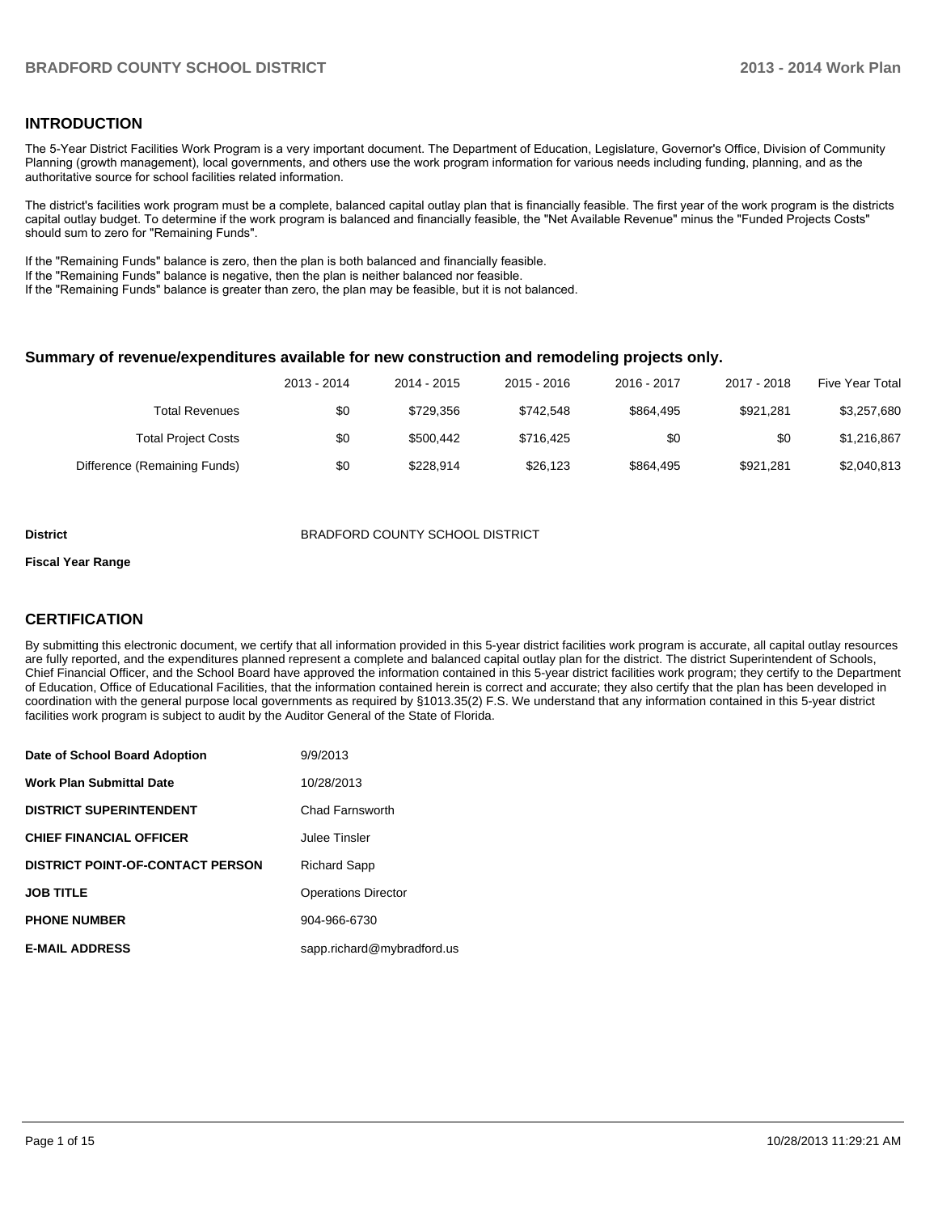## INTRODUCTION

The 5-Year District Facilities Work Program is a very important document. The Department of Education, Legislature, Governor's Office, Division of Community Planning (growth management), local governments, and others use the work program information for various needs including funding, planning, and as the authoritative source for school facilities related information.

The district's facilities work program must be a complete, balanced capital outlay plan that is financially feasible. The first year of the work program is the districts capital outlay budget. To determine if the work program is balanced and financially feasible, the "Net Available Revenue" minus the "Funded Projects Costs" should sum to zero for "Remaining Funds".

If the "Remaining Funds" balance is zero, then the plan is both balanced and financially feasible.
If the "Remaining Funds" balance is negative, then the plan is neither balanced nor feasible.
If the "Remaining Funds" balance is greater than zero, the plan may be feasible, but it is not balanced.

### Summary of revenue/expenditures available for new construction and remodeling projects only.

| | 2013 - 2014 | 2014 - 2015 | 2015 - 2016 | 2016 - 2017 | 2017 - 2018 | Five Year Total |
|---|---|---|---|---|---|---|
| Total Revenues | $0 | $729,356 | $742,548 | $864,495 | $921,281 | $3,257,680 |
| Total Project Costs | $0 | $500,442 | $716,425 | $0 | $0 | $1,216,867 |
| Difference (Remaining Funds) | $0 | $228,914 | $26,123 | $864,495 | $921,281 | $2,040,813 |

**District** BRADFORD COUNTY SCHOOL DISTRICT

**Fiscal Year Range**

## CERTIFICATION

By submitting this electronic document, we certify that all information provided in this 5-year district facilities work program is accurate, all capital outlay resources are fully reported, and the expenditures planned represent a complete and balanced capital outlay plan for the district. The district Superintendent of Schools, Chief Financial Officer, and the School Board have approved the information contained in this 5-year district facilities work program; they certify to the Department of Education, Office of Educational Facilities, that the information contained herein is correct and accurate; they also certify that the plan has been developed in coordination with the general purpose local governments as required by §1013.35(2) F.S. We understand that any information contained in this 5-year district facilities work program is subject to audit by the Auditor General of the State of Florida.

| | |
|---|---|
| **Date of School Board Adoption** | 9/9/2013 |
| **Work Plan Submittal Date** | 10/28/2013 |
| **DISTRICT SUPERINTENDENT** | Chad Farnsworth |
| **CHIEF FINANCIAL OFFICER** | Julee Tinsler |
| **DISTRICT POINT-OF-CONTACT PERSON** | Richard Sapp |
| **JOB TITLE** | Operations Director |
| **PHONE NUMBER** | 904-966-6730 |
| **E-MAIL ADDRESS** | sapp.richard@mybradford.us |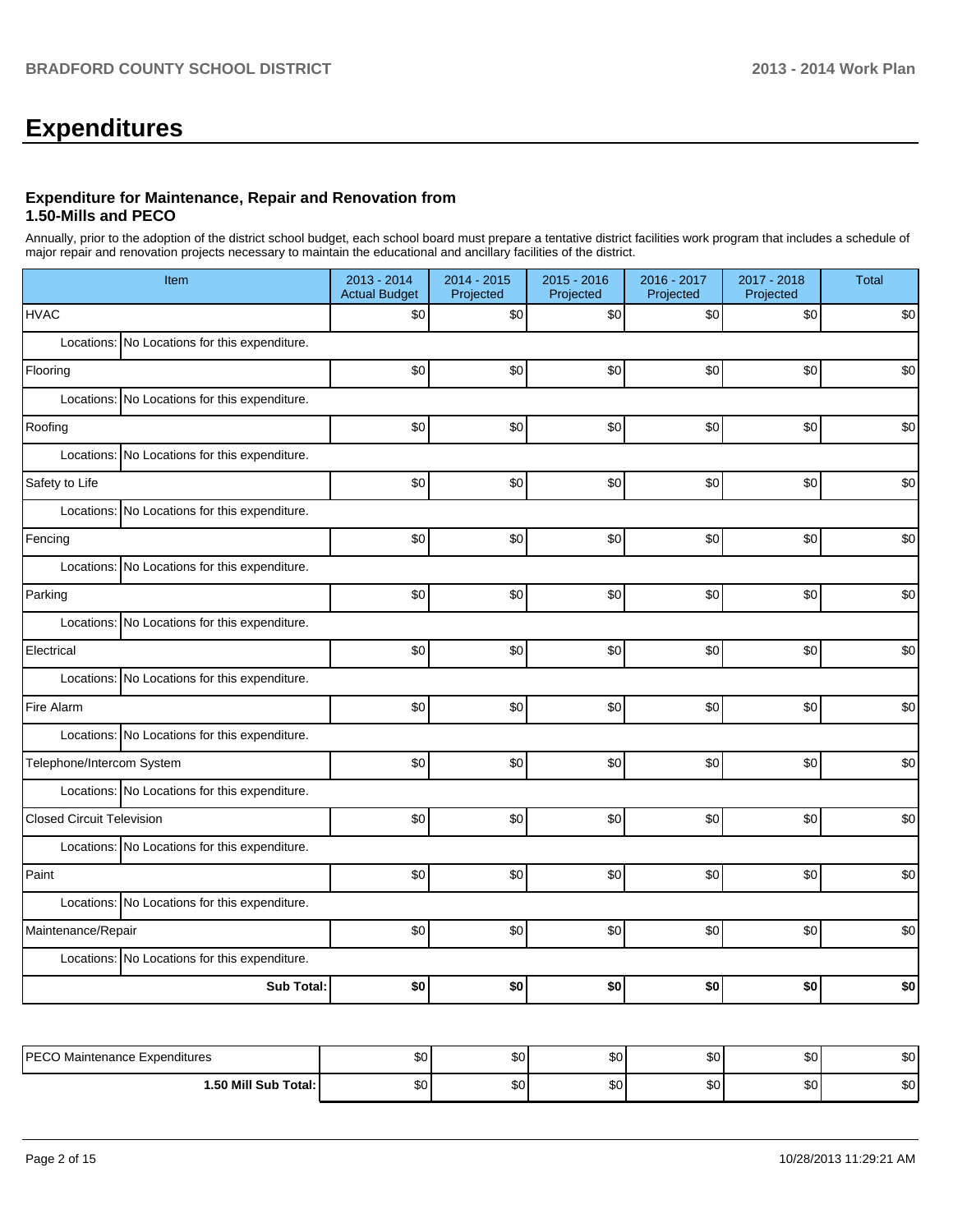# Expenditures

### Expenditure for Maintenance, Repair and Renovation from 1.50-Mills and PECO

Annually, prior to the adoption of the district school budget, each school board must prepare a tentative district facilities work program that includes a schedule of major repair and renovation projects necessary to maintain the educational and ancillary facilities of the district.

| Item | 2013 - 2014 Actual Budget | 2014 - 2015 Projected | 2015 - 2016 Projected | 2016 - 2017 Projected | 2017 - 2018 Projected | Total |
|---|---|---|---|---|---|---|
| HVAC | $0 | $0 | $0 | $0 | $0 | $0 |
| Locations: No Locations for this expenditure. | | | | | | |
| Flooring | $0 | $0 | $0 | $0 | $0 | $0 |
| Locations: No Locations for this expenditure. | | | | | | |
| Roofing | $0 | $0 | $0 | $0 | $0 | $0 |
| Locations: No Locations for this expenditure. | | | | | | |
| Safety to Life | $0 | $0 | $0 | $0 | $0 | $0 |
| Locations: No Locations for this expenditure. | | | | | | |
| Fencing | $0 | $0 | $0 | $0 | $0 | $0 |
| Locations: No Locations for this expenditure. | | | | | | |
| Parking | $0 | $0 | $0 | $0 | $0 | $0 |
| Locations: No Locations for this expenditure. | | | | | | |
| Electrical | $0 | $0 | $0 | $0 | $0 | $0 |
| Locations: No Locations for this expenditure. | | | | | | |
| Fire Alarm | $0 | $0 | $0 | $0 | $0 | $0 |
| Locations: No Locations for this expenditure. | | | | | | |
| Telephone/Intercom System | $0 | $0 | $0 | $0 | $0 | $0 |
| Locations: No Locations for this expenditure. | | | | | | |
| Closed Circuit Television | $0 | $0 | $0 | $0 | $0 | $0 |
| Locations: No Locations for this expenditure. | | | | | | |
| Paint | $0 | $0 | $0 | $0 | $0 | $0 |
| Locations: No Locations for this expenditure. | | | | | | |
| Maintenance/Repair | $0 | $0 | $0 | $0 | $0 | $0 |
| Locations: No Locations for this expenditure. | | | | | | |
| **Sub Total:** | **$0** | **$0** | **$0** | **$0** | **$0** | **$0** |

| | | | | | | |
|---|---|---|---|---|---|---|
| PECO Maintenance Expenditures | $0 | $0 | $0 | $0 | $0 | $0 |
| **1.50 Mill Sub Total:** | $0 | $0 | $0 | $0 | $0 | $0 |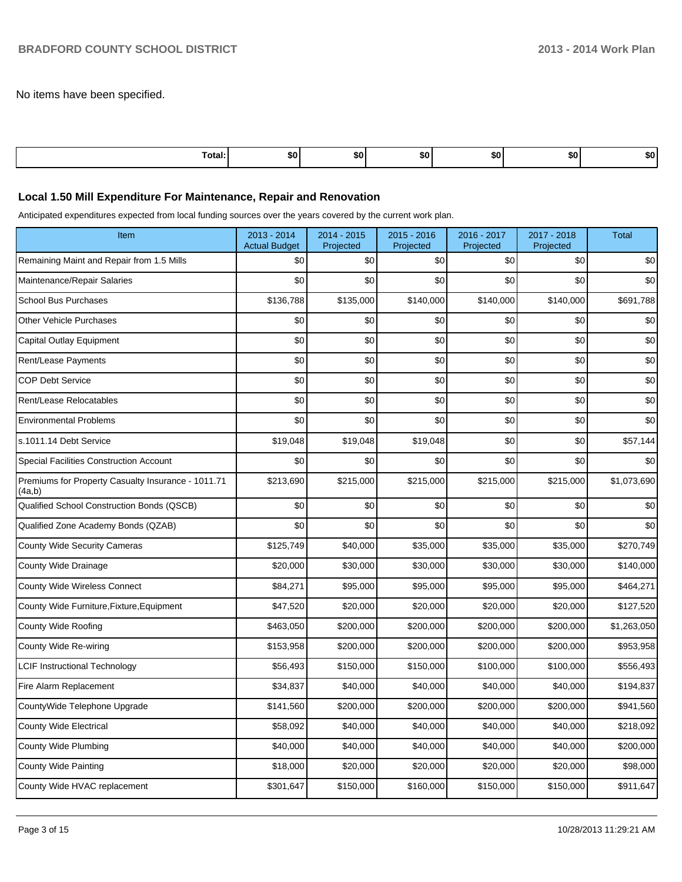No items have been specified.

| Total: | $0 | $0 | $0 | $0 | $0 | $0 |
|---|---|---|---|---|---|---|

### Local 1.50 Mill Expenditure For Maintenance, Repair and Renovation

Anticipated expenditures expected from local funding sources over the years covered by the current work plan.

| Item | 2013 - 2014 Actual Budget | 2014 - 2015 Projected | 2015 - 2016 Projected | 2016 - 2017 Projected | 2017 - 2018 Projected | Total |
|---|---|---|---|---|---|---|
| Remaining Maint and Repair from 1.5 Mills | $0 | $0 | $0 | $0 | $0 | $0 |
| Maintenance/Repair Salaries | $0 | $0 | $0 | $0 | $0 | $0 |
| School Bus Purchases | $136,788 | $135,000 | $140,000 | $140,000 | $140,000 | $691,788 |
| Other Vehicle Purchases | $0 | $0 | $0 | $0 | $0 | $0 |
| Capital Outlay Equipment | $0 | $0 | $0 | $0 | $0 | $0 |
| Rent/Lease Payments | $0 | $0 | $0 | $0 | $0 | $0 |
| COP Debt Service | $0 | $0 | $0 | $0 | $0 | $0 |
| Rent/Lease Relocatables | $0 | $0 | $0 | $0 | $0 | $0 |
| Environmental Problems | $0 | $0 | $0 | $0 | $0 | $0 |
| s.1011.14 Debt Service | $19,048 | $19,048 | $19,048 | $0 | $0 | $57,144 |
| Special Facilities Construction Account | $0 | $0 | $0 | $0 | $0 | $0 |
| Premiums for Property Casualty Insurance - 1011.71 (4a,b) | $213,690 | $215,000 | $215,000 | $215,000 | $215,000 | $1,073,690 |
| Qualified School Construction Bonds (QSCB) | $0 | $0 | $0 | $0 | $0 | $0 |
| Qualified Zone Academy Bonds (QZAB) | $0 | $0 | $0 | $0 | $0 | $0 |
| County Wide Security Cameras | $125,749 | $40,000 | $35,000 | $35,000 | $35,000 | $270,749 |
| County Wide Drainage | $20,000 | $30,000 | $30,000 | $30,000 | $30,000 | $140,000 |
| County Wide Wireless Connect | $84,271 | $95,000 | $95,000 | $95,000 | $95,000 | $464,271 |
| County Wide Furniture,Fixture,Equipment | $47,520 | $20,000 | $20,000 | $20,000 | $20,000 | $127,520 |
| County Wide Roofing | $463,050 | $200,000 | $200,000 | $200,000 | $200,000 | $1,263,050 |
| County Wide Re-wiring | $153,958 | $200,000 | $200,000 | $200,000 | $200,000 | $953,958 |
| LCIF Instructional Technology | $56,493 | $150,000 | $150,000 | $100,000 | $100,000 | $556,493 |
| Fire Alarm Replacement | $34,837 | $40,000 | $40,000 | $40,000 | $40,000 | $194,837 |
| CountyWide Telephone Upgrade | $141,560 | $200,000 | $200,000 | $200,000 | $200,000 | $941,560 |
| County Wide Electrical | $58,092 | $40,000 | $40,000 | $40,000 | $40,000 | $218,092 |
| County Wide Plumbing | $40,000 | $40,000 | $40,000 | $40,000 | $40,000 | $200,000 |
| County Wide Painting | $18,000 | $20,000 | $20,000 | $20,000 | $20,000 | $98,000 |
| County Wide HVAC replacement | $301,647 | $150,000 | $160,000 | $150,000 | $150,000 | $911,647 |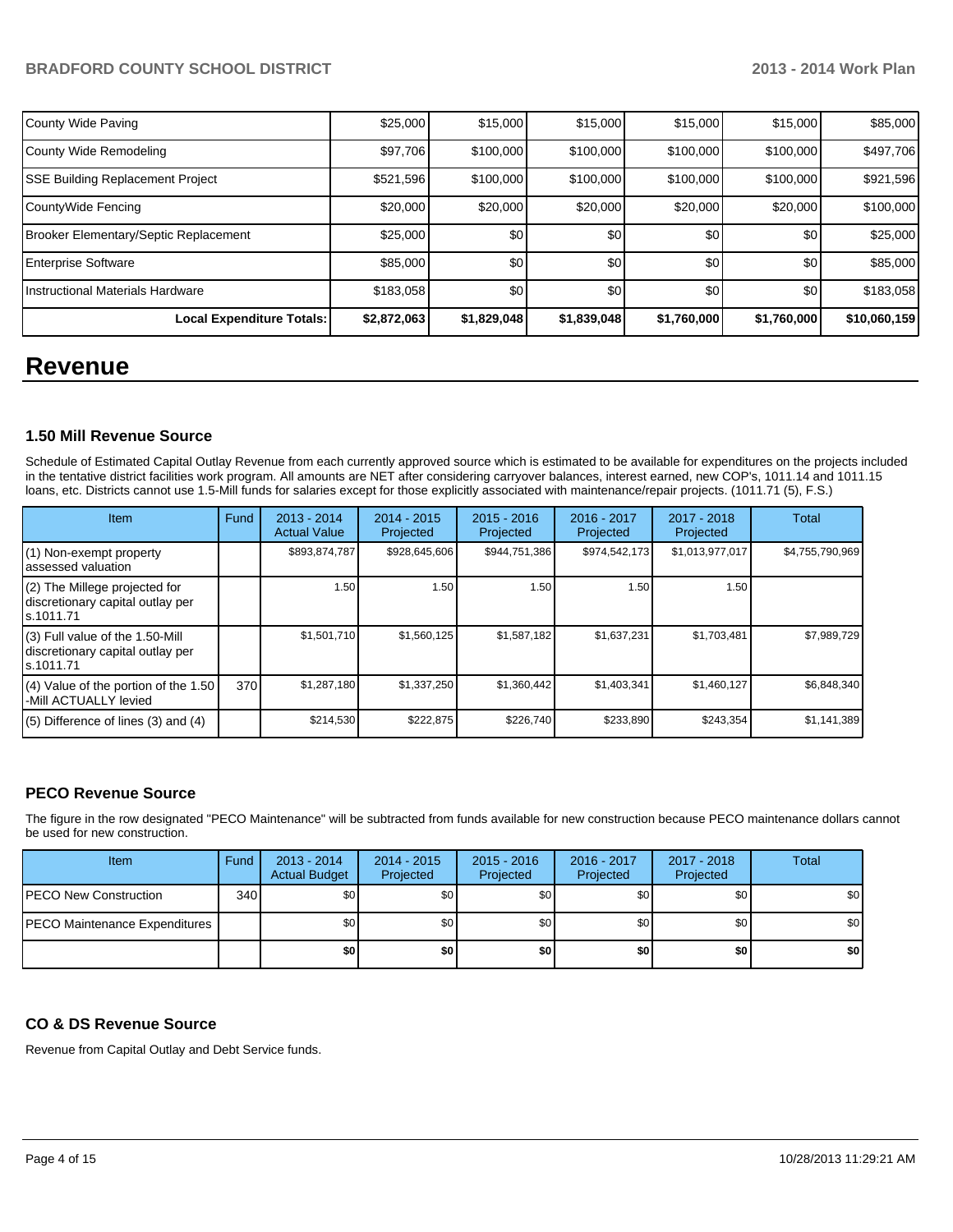| County Wide Paving | $25,000 | $15,000 | $15,000 | $15,000 | $15,000 | $85,000 |
|---|---|---|---|---|---|---|
| County Wide Remodeling | $97,706 | $100,000 | $100,000 | $100,000 | $100,000 | $497,706 |
| SSE Building Replacement Project | $521,596 | $100,000 | $100,000 | $100,000 | $100,000 | $921,596 |
| CountyWide Fencing | $20,000 | $20,000 | $20,000 | $20,000 | $20,000 | $100,000 |
| Brooker Elementary/Septic Replacement | $25,000 | $0 | $0 | $0 | $0 | $25,000 |
| Enterprise Software | $85,000 | $0 | $0 | $0 | $0 | $85,000 |
| Instructional Materials Hardware | $183,058 | $0 | $0 | $0 | $0 | $183,058 |
| **Local Expenditure Totals:** | **$2,872,063** | **$1,829,048** | **$1,839,048** | **$1,760,000** | **$1,760,000** | **$10,060,159** |

# Revenue

### 1.50 Mill Revenue Source

Schedule of Estimated Capital Outlay Revenue from each currently approved source which is estimated to be available for expenditures on the projects included in the tentative district facilities work program. All amounts are NET after considering carryover balances, interest earned, new COP's, 1011.14 and 1011.15 loans, etc. Districts cannot use 1.5-Mill funds for salaries except for those explicitly associated with maintenance/repair projects. (1011.71 (5), F.S.)

| Item | Fund | 2013 - 2014 Actual Value | 2014 - 2015 Projected | 2015 - 2016 Projected | 2016 - 2017 Projected | 2017 - 2018 Projected | Total |
|---|---|---|---|---|---|---|---|
| (1) Non-exempt property assessed valuation | | $893,874,787 | $928,645,606 | $944,751,386 | $974,542,173 | $1,013,977,017 | $4,755,790,969 |
| (2) The Millege projected for discretionary capital outlay per s.1011.71 | | 1.50 | 1.50 | 1.50 | 1.50 | 1.50 | |
| (3) Full value of the 1.50-Mill discretionary capital outlay per s.1011.71 | | $1,501,710 | $1,560,125 | $1,587,182 | $1,637,231 | $1,703,481 | $7,989,729 |
| (4) Value of the portion of the 1.50 -Mill ACTUALLY levied | 370 | $1,287,180 | $1,337,250 | $1,360,442 | $1,403,341 | $1,460,127 | $6,848,340 |
| (5) Difference of lines (3) and (4) | | $214,530 | $222,875 | $226,740 | $233,890 | $243,354 | $1,141,389 |

### PECO Revenue Source

The figure in the row designated "PECO Maintenance" will be subtracted from funds available for new construction because PECO maintenance dollars cannot be used for new construction.

| Item | Fund | 2013 - 2014 Actual Budget | 2014 - 2015 Projected | 2015 - 2016 Projected | 2016 - 2017 Projected | 2017 - 2018 Projected | Total |
|---|---|---|---|---|---|---|---|
| PECO New Construction | 340 | $0 | $0 | $0 | $0 | $0 | $0 |
| PECO Maintenance Expenditures | | $0 | $0 | $0 | $0 | $0 | $0 |
| | | **$0** | **$0** | **$0** | **$0** | **$0** | **$0** |

### CO & DS Revenue Source

Revenue from Capital Outlay and Debt Service funds.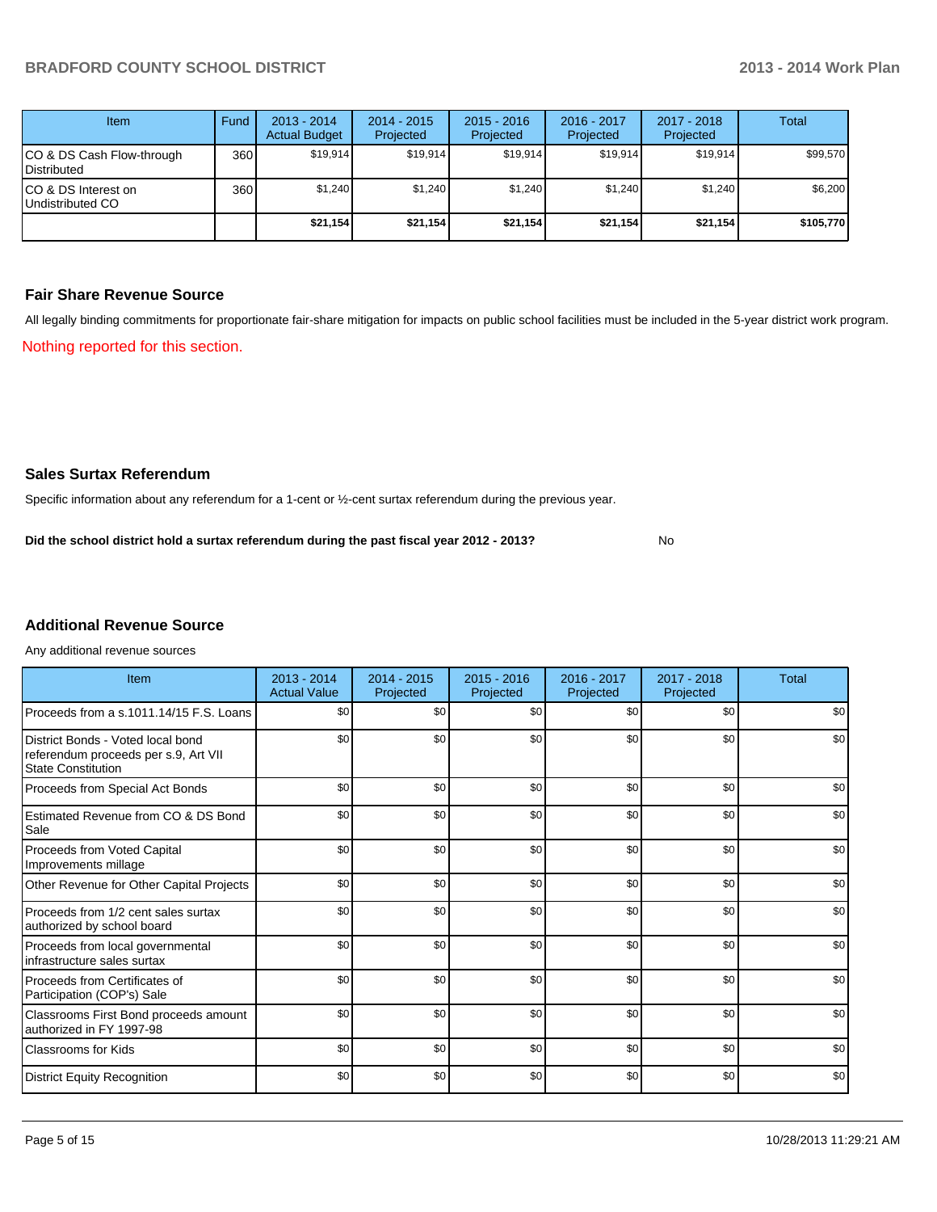| Item | Fund | 2013 - 2014 Actual Budget | 2014 - 2015 Projected | 2015 - 2016 Projected | 2016 - 2017 Projected | 2017 - 2018 Projected | Total |
|---|---|---|---|---|---|---|---|
| CO & DS Cash Flow-through Distributed | 360 | $19,914 | $19,914 | $19,914 | $19,914 | $19,914 | $99,570 |
| CO & DS Interest on Undistributed CO | 360 | $1,240 | $1,240 | $1,240 | $1,240 | $1,240 | $6,200 |
| | | **$21,154** | **$21,154** | **$21,154** | **$21,154** | **$21,154** | **$105,770** |

## Fair Share Revenue Source

All legally binding commitments for proportionate fair-share mitigation for impacts on public school facilities must be included in the 5-year district work program.

Nothing reported for this section.

## Sales Surtax Referendum

Specific information about any referendum for a 1-cent or ½-cent surtax referendum during the previous year.

**Did the school district hold a surtax referendum during the past fiscal year 2012 - 2013?** No

## Additional Revenue Source

Any additional revenue sources

| Item | 2013 - 2014 Actual Value | 2014 - 2015 Projected | 2015 - 2016 Projected | 2016 - 2017 Projected | 2017 - 2018 Projected | Total |
|---|---|---|---|---|---|---|
| Proceeds from a s.1011.14/15 F.S. Loans | $0 | $0 | $0 | $0 | $0 | $0 |
| District Bonds - Voted local bond referendum proceeds per s.9, Art VII State Constitution | $0 | $0 | $0 | $0 | $0 | $0 |
| Proceeds from Special Act Bonds | $0 | $0 | $0 | $0 | $0 | $0 |
| Estimated Revenue from CO & DS Bond Sale | $0 | $0 | $0 | $0 | $0 | $0 |
| Proceeds from Voted Capital Improvements millage | $0 | $0 | $0 | $0 | $0 | $0 |
| Other Revenue for Other Capital Projects | $0 | $0 | $0 | $0 | $0 | $0 |
| Proceeds from 1/2 cent sales surtax authorized by school board | $0 | $0 | $0 | $0 | $0 | $0 |
| Proceeds from local governmental infrastructure sales surtax | $0 | $0 | $0 | $0 | $0 | $0 |
| Proceeds from Certificates of Participation (COP's) Sale | $0 | $0 | $0 | $0 | $0 | $0 |
| Classrooms First Bond proceeds amount authorized in FY 1997-98 | $0 | $0 | $0 | $0 | $0 | $0 |
| Classrooms for Kids | $0 | $0 | $0 | $0 | $0 | $0 |
| District Equity Recognition | $0 | $0 | $0 | $0 | $0 | $0 |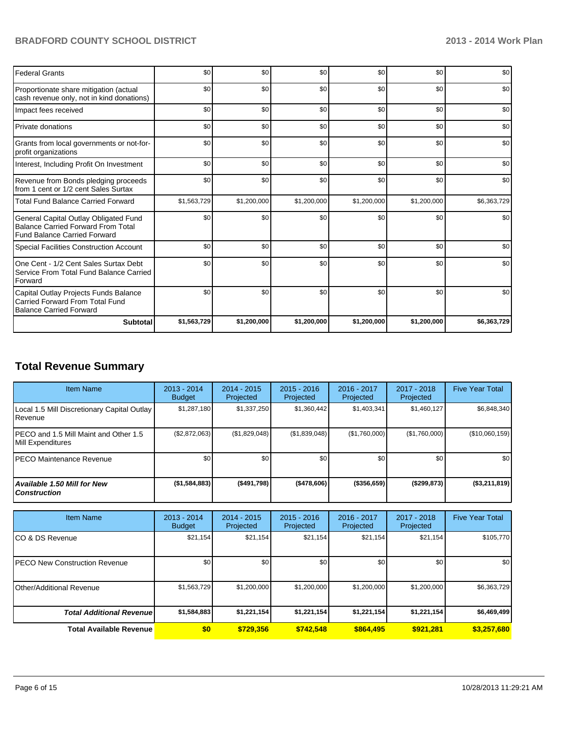| | | | | | | |
|---|---|---|---|---|---|---|
| Federal Grants | $0 | $0 | $0 | $0 | $0 | $0 |
| Proportionate share mitigation (actual cash revenue only, not in kind donations) | $0 | $0 | $0 | $0 | $0 | $0 |
| Impact fees received | $0 | $0 | $0 | $0 | $0 | $0 |
| Private donations | $0 | $0 | $0 | $0 | $0 | $0 |
| Grants from local governments or not-for-profit organizations | $0 | $0 | $0 | $0 | $0 | $0 |
| Interest, Including Profit On Investment | $0 | $0 | $0 | $0 | $0 | $0 |
| Revenue from Bonds pledging proceeds from 1 cent or 1/2 cent Sales Surtax | $0 | $0 | $0 | $0 | $0 | $0 |
| Total Fund Balance Carried Forward | $1,563,729 | $1,200,000 | $1,200,000 | $1,200,000 | $1,200,000 | $6,363,729 |
| General Capital Outlay Obligated Fund Balance Carried Forward From Total Fund Balance Carried Forward | $0 | $0 | $0 | $0 | $0 | $0 |
| Special Facilities Construction Account | $0 | $0 | $0 | $0 | $0 | $0 |
| One Cent - 1/2 Cent Sales Surtax Debt Service From Total Fund Balance Carried Forward | $0 | $0 | $0 | $0 | $0 | $0 |
| Capital Outlay Projects Funds Balance Carried Forward From Total Fund Balance Carried Forward | $0 | $0 | $0 | $0 | $0 | $0 |
| **Subtotal** | **$1,563,729** | **$1,200,000** | **$1,200,000** | **$1,200,000** | **$1,200,000** | **$6,363,729** |

## Total Revenue Summary

| Item Name | 2013 - 2014 Budget | 2014 - 2015 Projected | 2015 - 2016 Projected | 2016 - 2017 Projected | 2017 - 2018 Projected | Five Year Total |
|---|---|---|---|---|---|---|
| Local 1.5 Mill Discretionary Capital Outlay Revenue | $1,287,180 | $1,337,250 | $1,360,442 | $1,403,341 | $1,460,127 | $6,848,340 |
| PECO and 1.5 Mill Maint and Other 1.5 Mill Expenditures | ($2,872,063) | ($1,829,048) | ($1,839,048) | ($1,760,000) | ($1,760,000) | ($10,060,159) |
| PECO Maintenance Revenue | $0 | $0 | $0 | $0 | $0 | $0 |
| ***Available 1.50 Mill for New Construction*** | **($1,584,883)** | **($491,798)** | **($478,606)** | **($356,659)** | **($299,873)** | **($3,211,819)** |

| Item Name | 2013 - 2014 Budget | 2014 - 2015 Projected | 2015 - 2016 Projected | 2016 - 2017 Projected | 2017 - 2018 Projected | Five Year Total |
|---|---|---|---|---|---|---|
| CO & DS Revenue | $21,154 | $21,154 | $21,154 | $21,154 | $21,154 | $105,770 |
| PECO New Construction Revenue | $0 | $0 | $0 | $0 | $0 | $0 |
| Other/Additional Revenue | $1,563,729 | $1,200,000 | $1,200,000 | $1,200,000 | $1,200,000 | $6,363,729 |
| ***Total Additional Revenue*** | **$1,584,883** | **$1,221,154** | **$1,221,154** | **$1,221,154** | **$1,221,154** | **$6,469,499** |
| **Total Available Revenue** | **$0** | **$729,356** | **$742,548** | **$864,495** | **$921,281** | **$3,257,680** |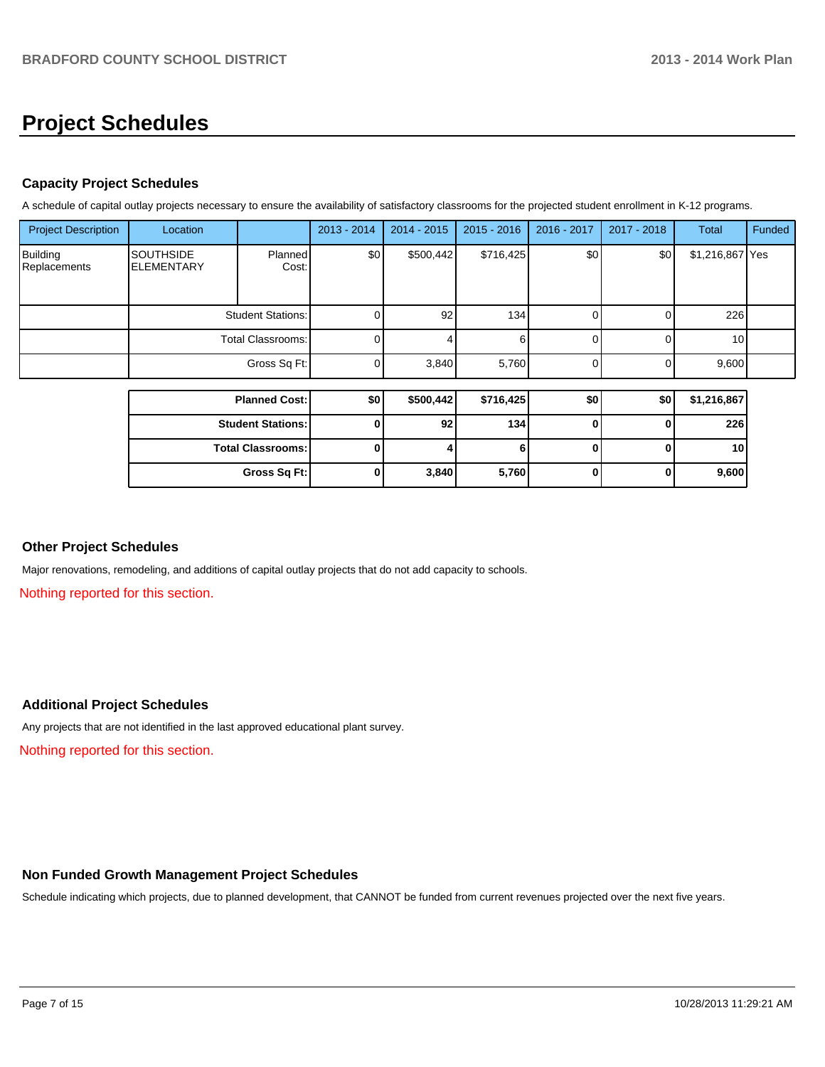# Project Schedules

## Capacity Project Schedules

A schedule of capital outlay projects necessary to ensure the availability of satisfactory classrooms for the projected student enrollment in K-12 programs.

| Project Description | Location | | 2013 - 2014 | 2014 - 2015 | 2015 - 2016 | 2016 - 2017 | 2017 - 2018 | Total | Funded |
|---|---|---|---|---|---|---|---|---|---|
| Building Replacements | SOUTHSIDE ELEMENTARY | Planned Cost: | $0 | $500,442 | $716,425 | $0 | $0 | $1,216,867 | Yes |
| | | Student Stations: | 0 | 92 | 134 | 0 | 0 | 226 | |
| | | Total Classrooms: | 0 | 4 | 6 | 0 | 0 | 10 | |
| | | Gross Sq Ft: | 0 | 3,840 | 5,760 | 0 | 0 | 9,600 | |

| | 2013 - 2014 | 2014 - 2015 | 2015 - 2016 | 2016 - 2017 | 2017 - 2018 | Total |
|---|---|---|---|---|---|---|
| **Planned Cost:** | **$0** | **$500,442** | **$716,425** | **$0** | **$0** | **$1,216,867** |
| **Student Stations:** | **0** | **92** | **134** | **0** | **0** | **226** |
| **Total Classrooms:** | **0** | **4** | **6** | **0** | **0** | **10** |
| **Gross Sq Ft:** | **0** | **3,840** | **5,760** | **0** | **0** | **9,600** |

## Other Project Schedules

Major renovations, remodeling, and additions of capital outlay projects that do not add capacity to schools.

Nothing reported for this section.

## Additional Project Schedules

Any projects that are not identified in the last approved educational plant survey.

Nothing reported for this section.

## Non Funded Growth Management Project Schedules

Schedule indicating which projects, due to planned development, that CANNOT be funded from current revenues projected over the next five years.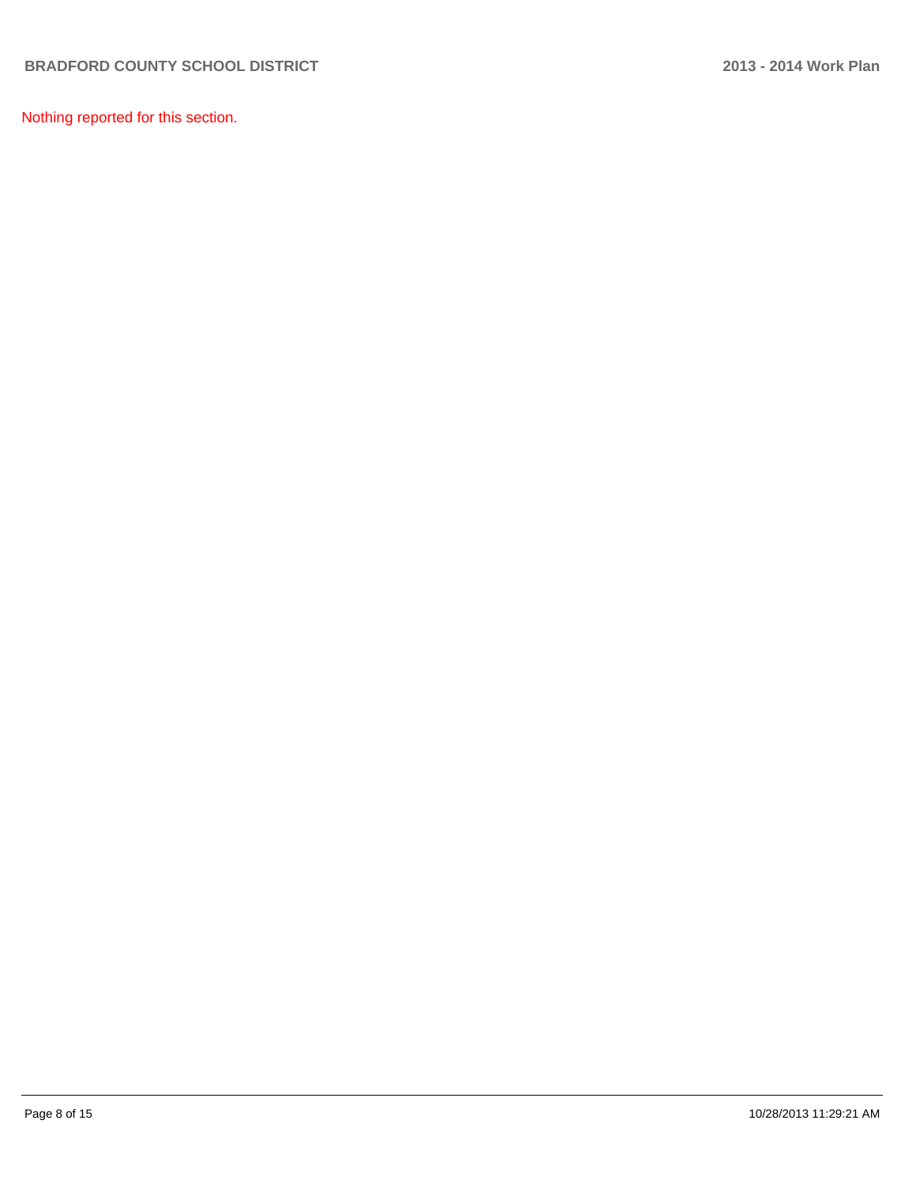Nothing reported for this section.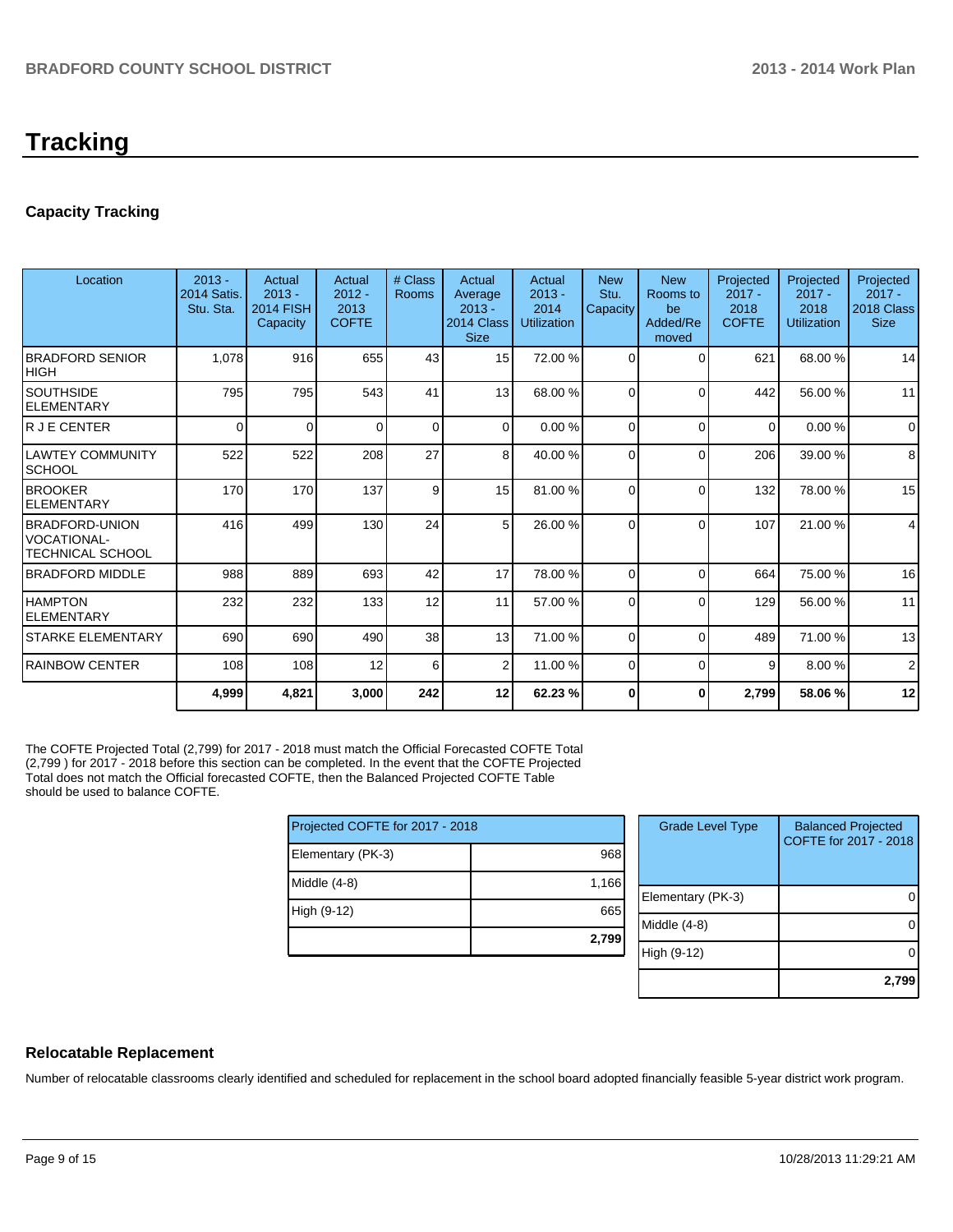# Tracking

## Capacity Tracking

| Location | 2013 - 2014 Satis. Stu. Sta. | Actual 2013 - 2014 FISH Capacity | Actual 2012 - 2013 COFTE | # Class Rooms | Actual Average 2013 - 2014 Class Size | Actual 2013 - 2014 Utilization | New Stu. Capacity | New Rooms to be Added/Removed | Projected 2017 - 2018 COFTE | Projected 2017 - 2018 Utilization | Projected 2017 - 2018 Class Size |
|---|---|---|---|---|---|---|---|---|---|---|---|
| BRADFORD SENIOR HIGH | 1,078 | 916 | 655 | 43 | 15 | 72.00 % | 0 | 0 | 621 | 68.00 % | 14 |
| SOUTHSIDE ELEMENTARY | 795 | 795 | 543 | 41 | 13 | 68.00 % | 0 | 0 | 442 | 56.00 % | 11 |
| R J E CENTER | 0 | 0 | 0 | 0 | 0 | 0.00 % | 0 | 0 | 0 | 0.00 % | 0 |
| LAWTEY COMMUNITY SCHOOL | 522 | 522 | 208 | 27 | 8 | 40.00 % | 0 | 0 | 206 | 39.00 % | 8 |
| BROOKER ELEMENTARY | 170 | 170 | 137 | 9 | 15 | 81.00 % | 0 | 0 | 132 | 78.00 % | 15 |
| BRADFORD-UNION VOCATIONAL-TECHNICAL SCHOOL | 416 | 499 | 130 | 24 | 5 | 26.00 % | 0 | 0 | 107 | 21.00 % | 4 |
| BRADFORD MIDDLE | 988 | 889 | 693 | 42 | 17 | 78.00 % | 0 | 0 | 664 | 75.00 % | 16 |
| HAMPTON ELEMENTARY | 232 | 232 | 133 | 12 | 11 | 57.00 % | 0 | 0 | 129 | 56.00 % | 11 |
| STARKE ELEMENTARY | 690 | 690 | 490 | 38 | 13 | 71.00 % | 0 | 0 | 489 | 71.00 % | 13 |
| RAINBOW CENTER | 108 | 108 | 12 | 6 | 2 | 11.00 % | 0 | 0 | 9 | 8.00 % | 2 |
| | **4,999** | **4,821** | **3,000** | **242** | **12** | **62.23 %** | **0** | **0** | **2,799** | **58.06 %** | **12** |

The COFTE Projected Total (2,799) for 2017 - 2018 must match the Official Forecasted COFTE Total (2,799 ) for 2017 - 2018 before this section can be completed. In the event that the COFTE Projected Total does not match the Official forecasted COFTE, then the Balanced Projected COFTE Table should be used to balance COFTE.

| Projected COFTE for 2017 - 2018 | |
|---|---|
| Elementary (PK-3) | 968 |
| Middle (4-8) | 1,166 |
| High (9-12) | 665 |
| | **2,799** |

| Grade Level Type | Balanced Projected COFTE for 2017 - 2018 |
|---|---|
| Elementary (PK-3) | 0 |
| Middle (4-8) | 0 |
| High (9-12) | 0 |
| | **2,799** |

## Relocatable Replacement

Number of relocatable classrooms clearly identified and scheduled for replacement in the school board adopted financially feasible 5-year district work program.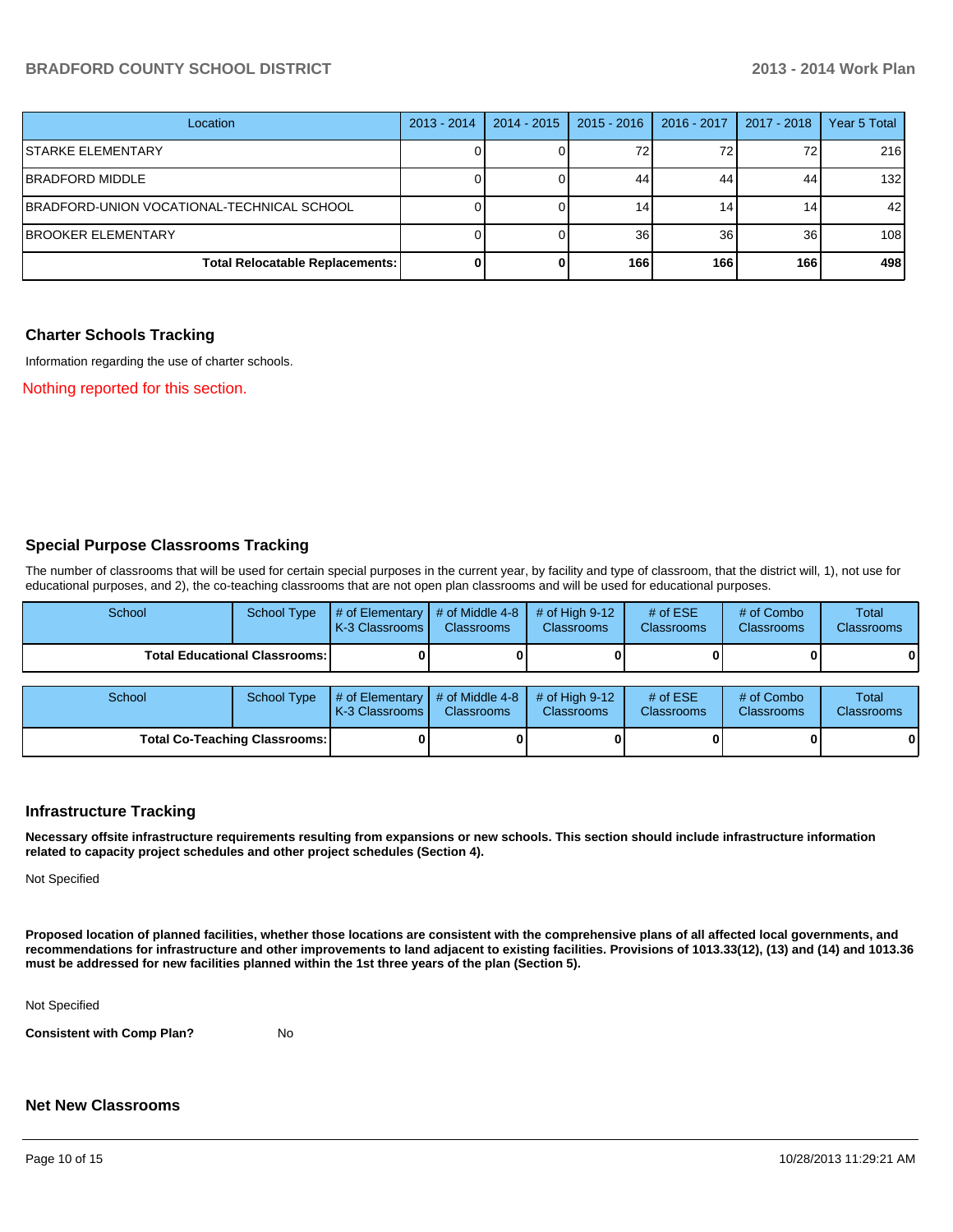| Location | 2013 - 2014 | 2014 - 2015 | 2015 - 2016 | 2016 - 2017 | 2017 - 2018 | Year 5 Total |
|---|---|---|---|---|---|---|
| STARKE ELEMENTARY | 0 | 0 | 72 | 72 | 72 | 216 |
| BRADFORD MIDDLE | 0 | 0 | 44 | 44 | 44 | 132 |
| BRADFORD-UNION VOCATIONAL-TECHNICAL SCHOOL | 0 | 0 | 14 | 14 | 14 | 42 |
| BROOKER ELEMENTARY | 0 | 0 | 36 | 36 | 36 | 108 |
| **Total Relocatable Replacements:** | **0** | **0** | **166** | **166** | **166** | **498** |

## Charter Schools Tracking

Information regarding the use of charter schools.

Nothing reported for this section.

## Special Purpose Classrooms Tracking

The number of classrooms that will be used for certain special purposes in the current year, by facility and type of classroom, that the district will, 1), not use for educational purposes, and 2), the co-teaching classrooms that are not open plan classrooms and will be used for educational purposes.

| School | School Type | # of Elementary K-3 Classrooms | # of Middle 4-8 Classrooms | # of High 9-12 Classrooms | # of ESE Classrooms | # of Combo Classrooms | Total Classrooms |
|---|---|---|---|---|---|---|---|
| **Total Educational Classrooms:** | | **0** | **0** | **0** | **0** | **0** | **0** |

| School | School Type | # of Elementary K-3 Classrooms | # of Middle 4-8 Classrooms | # of High 9-12 Classrooms | # of ESE Classrooms | # of Combo Classrooms | Total Classrooms |
|---|---|---|---|---|---|---|---|
| **Total Co-Teaching Classrooms:** | | **0** | **0** | **0** | **0** | **0** | **0** |

## Infrastructure Tracking

**Necessary offsite infrastructure requirements resulting from expansions or new schools. This section should include infrastructure information related to capacity project schedules and other project schedules (Section 4).**

Not Specified

**Proposed location of planned facilities, whether those locations are consistent with the comprehensive plans of all affected local governments, and recommendations for infrastructure and other improvements to land adjacent to existing facilities. Provisions of 1013.33(12), (13) and (14) and 1013.36 must be addressed for new facilities planned within the 1st three years of the plan (Section 5).**

Not Specified

**Consistent with Comp Plan?** No

## Net New Classrooms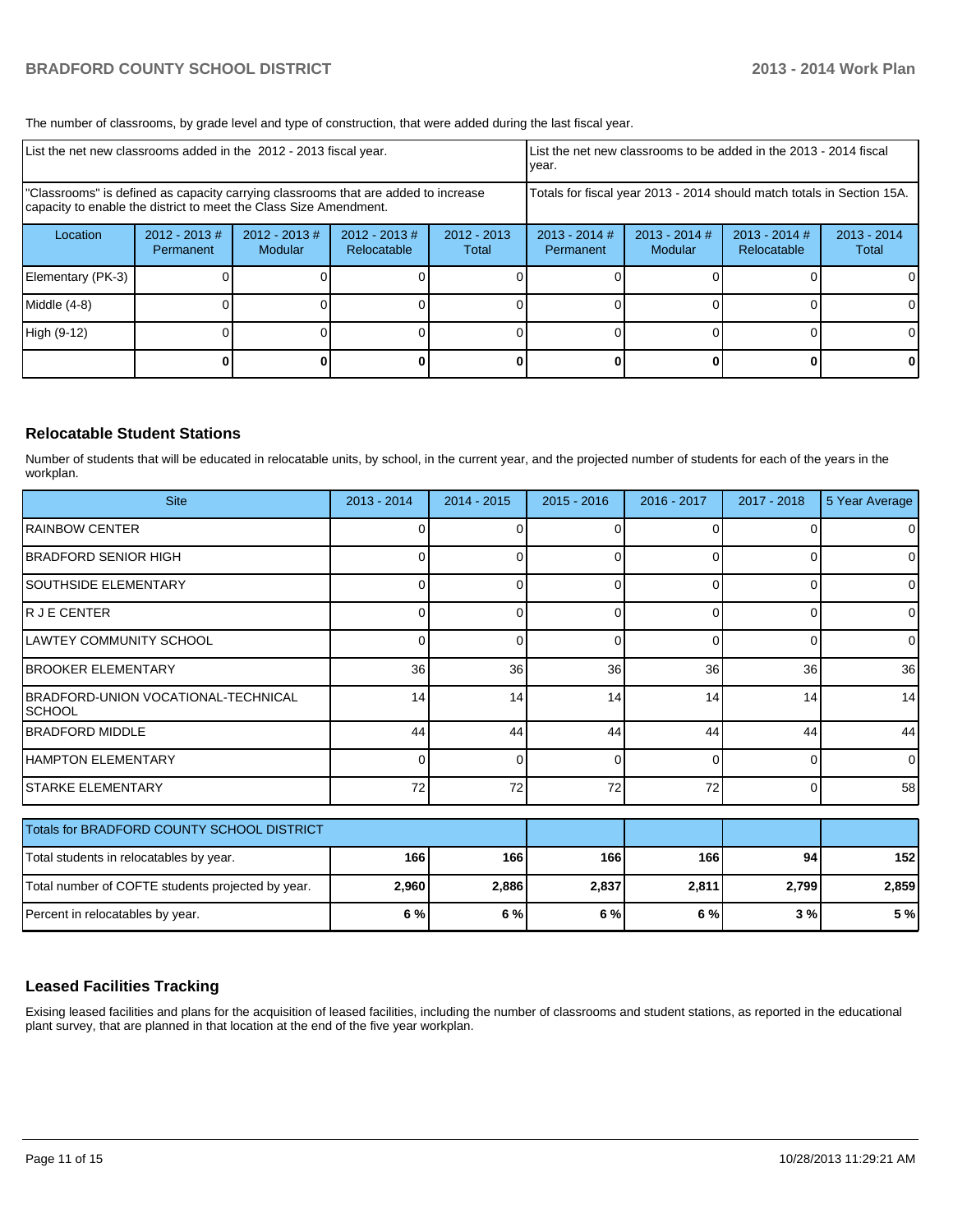The number of classrooms, by grade level and type of construction, that were added during the last fiscal year.

| List the net new classrooms added in the 2012 - 2013 fiscal year. | | | | | List the net new classrooms to be added in the 2013 - 2014 fiscal year. | | | |
|---|---|---|---|---|---|---|---|---|
| "Classrooms" is defined as capacity carrying classrooms that are added to increase capacity to enable the district to meet the Class Size Amendment. | | | | | Totals for fiscal year 2013 - 2014 should match totals in Section 15A. | | | |
| Location | 2012 - 2013 # Permanent | 2012 - 2013 # Modular | 2012 - 2013 # Relocatable | 2012 - 2013 Total | 2013 - 2014 # Permanent | 2013 - 2014 # Modular | 2013 - 2014 # Relocatable | 2013 - 2014 Total |
| Elementary (PK-3) | 0 | 0 | 0 | 0 | 0 | 0 | 0 | 0 |
| Middle (4-8) | 0 | 0 | 0 | 0 | 0 | 0 | 0 | 0 |
| High (9-12) | 0 | 0 | 0 | 0 | 0 | 0 | 0 | 0 |
| | **0** | **0** | **0** | **0** | **0** | **0** | **0** | **0** |

## Relocatable Student Stations

Number of students that will be educated in relocatable units, by school, in the current year, and the projected number of students for each of the years in the workplan.

| Site | 2013 - 2014 | 2014 - 2015 | 2015 - 2016 | 2016 - 2017 | 2017 - 2018 | 5 Year Average |
|---|---|---|---|---|---|---|
| RAINBOW CENTER | 0 | 0 | 0 | 0 | 0 | 0 |
| BRADFORD SENIOR HIGH | 0 | 0 | 0 | 0 | 0 | 0 |
| SOUTHSIDE ELEMENTARY | 0 | 0 | 0 | 0 | 0 | 0 |
| R J E CENTER | 0 | 0 | 0 | 0 | 0 | 0 |
| LAWTEY COMMUNITY SCHOOL | 0 | 0 | 0 | 0 | 0 | 0 |
| BROOKER ELEMENTARY | 36 | 36 | 36 | 36 | 36 | 36 |
| BRADFORD-UNION VOCATIONAL-TECHNICAL SCHOOL | 14 | 14 | 14 | 14 | 14 | 14 |
| BRADFORD MIDDLE | 44 | 44 | 44 | 44 | 44 | 44 |
| HAMPTON ELEMENTARY | 0 | 0 | 0 | 0 | 0 | 0 |
| STARKE ELEMENTARY | 72 | 72 | 72 | 72 | 0 | 58 |

| Totals for BRADFORD COUNTY SCHOOL DISTRICT | | | | | | |
|---|---|---|---|---|---|---|
| Total students in relocatables by year. | **166** | **166** | **166** | **166** | **94** | **152** |
| Total number of COFTE students projected by year. | **2,960** | **2,886** | **2,837** | **2,811** | **2,799** | **2,859** |
| Percent in relocatables by year. | **6 %** | **6 %** | **6 %** | **6 %** | **3 %** | **5 %** |

## Leased Facilities Tracking

Exising leased facilities and plans for the acquisition of leased facilities, including the number of classrooms and student stations, as reported in the educational plant survey, that are planned in that location at the end of the five year workplan.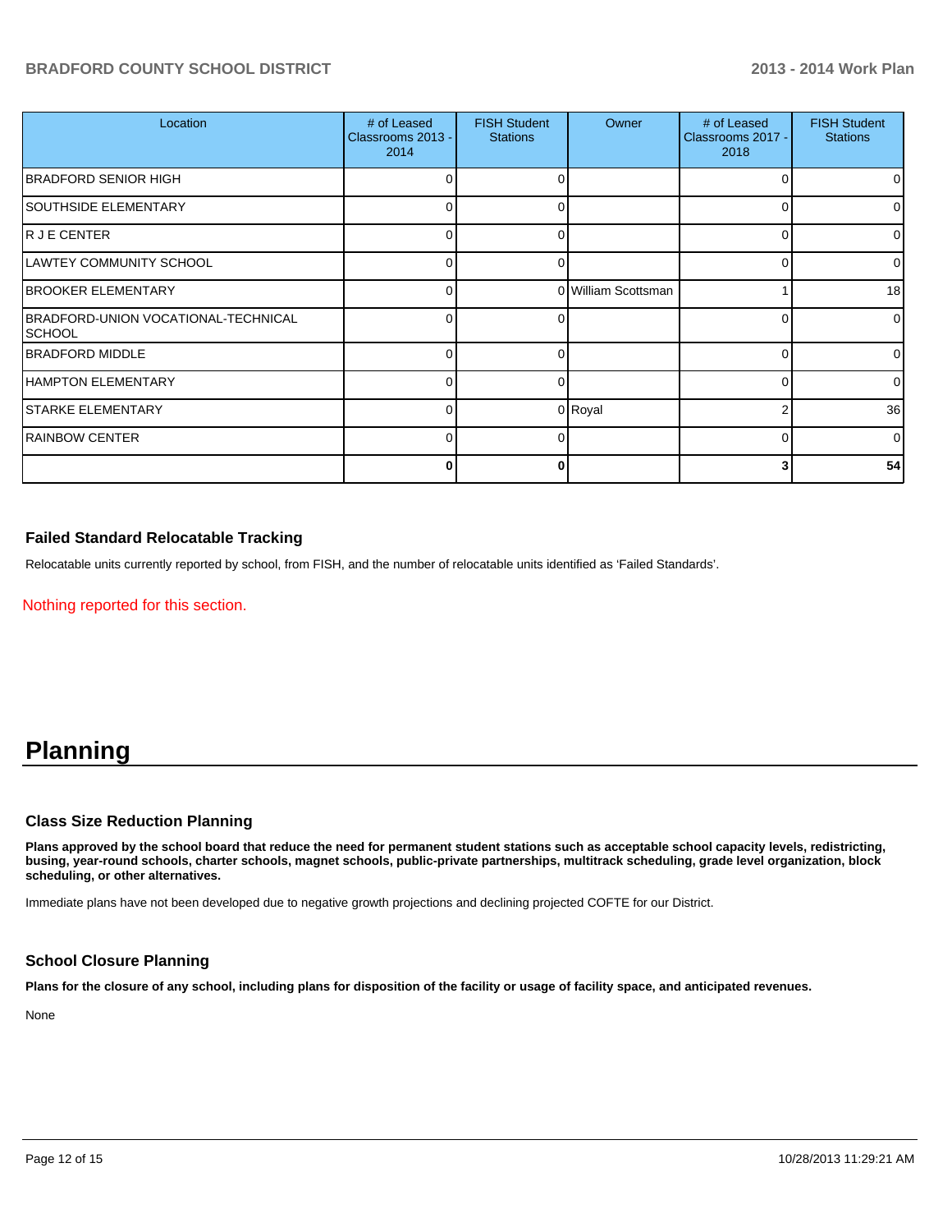| Location | # of Leased Classrooms 2013 - 2014 | FISH Student Stations | Owner | # of Leased Classrooms 2017 - 2018 | FISH Student Stations |
|---|---|---|---|---|---|
| BRADFORD SENIOR HIGH | 0 | 0 | | 0 | 0 |
| SOUTHSIDE ELEMENTARY | 0 | 0 | | 0 | 0 |
| R J E CENTER | 0 | 0 | | 0 | 0 |
| LAWTEY COMMUNITY SCHOOL | 0 | 0 | | 0 | 0 |
| BROOKER ELEMENTARY | 0 | 0 | William Scottsman | 1 | 18 |
| BRADFORD-UNION VOCATIONAL-TECHNICAL SCHOOL | 0 | 0 | | 0 | 0 |
| BRADFORD MIDDLE | 0 | 0 | | 0 | 0 |
| HAMPTON ELEMENTARY | 0 | 0 | | 0 | 0 |
| STARKE ELEMENTARY | 0 | 0 | Royal | 2 | 36 |
| RAINBOW CENTER | 0 | 0 | | 0 | 0 |
| | **0** | **0** | | **3** | **54** |

### Failed Standard Relocatable Tracking

Relocatable units currently reported by school, from FISH, and the number of relocatable units identified as 'Failed Standards'.

Nothing reported for this section.

# Planning

### Class Size Reduction Planning

**Plans approved by the school board that reduce the need for permanent student stations such as acceptable school capacity levels, redistricting, busing, year-round schools, charter schools, magnet schools, public-private partnerships, multitrack scheduling, grade level organization, block scheduling, or other alternatives.**

Immediate plans have not been developed due to negative growth projections and declining projected COFTE for our District.

### School Closure Planning

**Plans for the closure of any school, including plans for disposition of the facility or usage of facility space, and anticipated revenues.**

None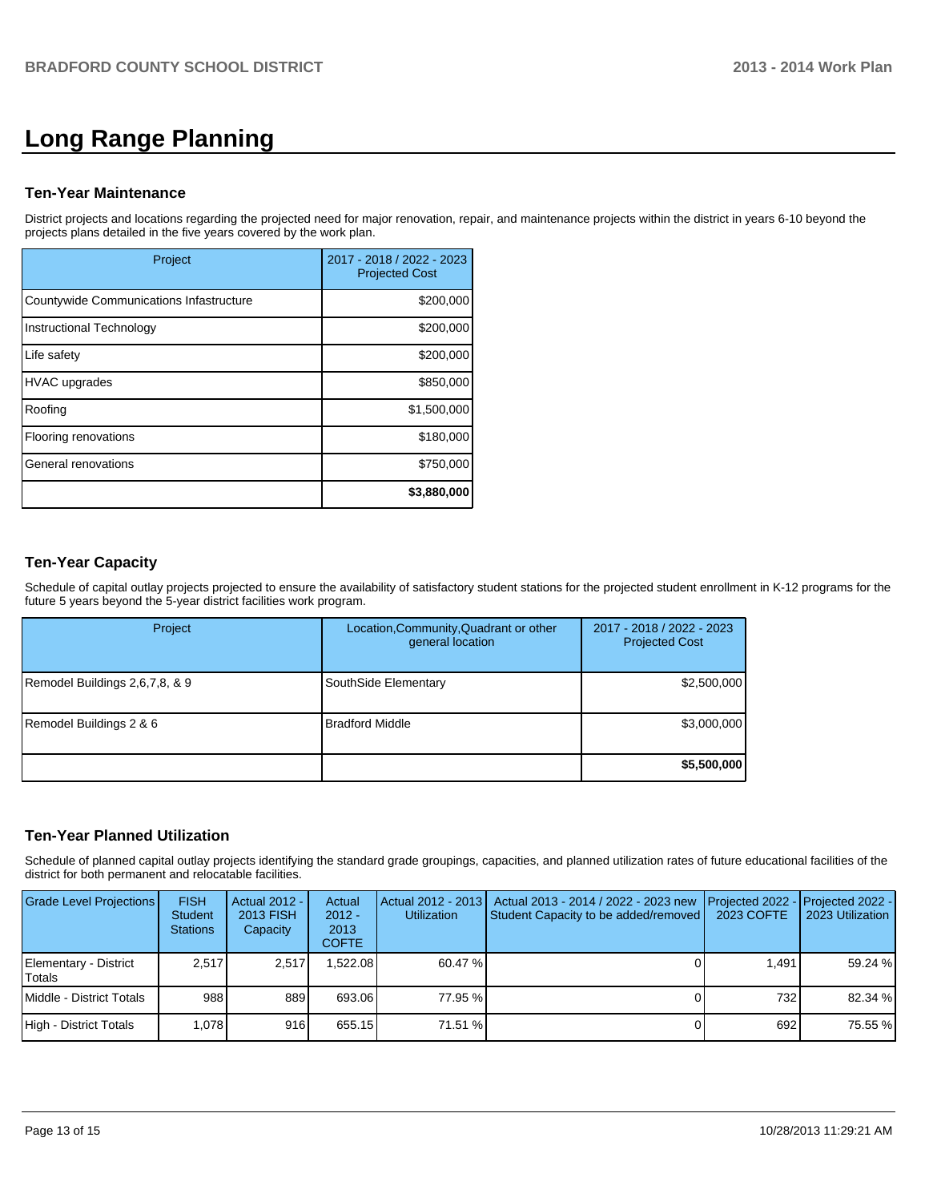# Long Range Planning

### Ten-Year Maintenance

District projects and locations regarding the projected need for major renovation, repair, and maintenance projects within the district in years 6-10 beyond the projects plans detailed in the five years covered by the work plan.

| Project | 2017 - 2018 / 2022 - 2023 Projected Cost |
|---|---|
| Countywide Communications Infastructure | $200,000 |
| Instructional Technology | $200,000 |
| Life safety | $200,000 |
| HVAC upgrades | $850,000 |
| Roofing | $1,500,000 |
| Flooring renovations | $180,000 |
| General renovations | $750,000 |
| | **$3,880,000** |

### Ten-Year Capacity

Schedule of capital outlay projects projected to ensure the availability of satisfactory student stations for the projected student enrollment in K-12 programs for the future 5 years beyond the 5-year district facilities work program.

| Project | Location,Community,Quadrant or other general location | 2017 - 2018 / 2022 - 2023 Projected Cost |
|---|---|---|
| Remodel Buildings 2,6,7,8, & 9 | SouthSide Elementary | $2,500,000 |
| Remodel Buildings 2 & 6 | Bradford Middle | $3,000,000 |
| | | **$5,500,000** |

### Ten-Year Planned Utilization

Schedule of planned capital outlay projects identifying the standard grade groupings, capacities, and planned utilization rates of future educational facilities of the district for both permanent and relocatable facilities.

| Grade Level Projections | FISH Student Stations | Actual 2012 - 2013 FISH Capacity | Actual 2012 - 2013 COFTE | Actual 2012 - 2013 Utilization | Actual 2013 - 2014 / 2022 - 2023 new Student Capacity to be added/removed | Projected 2022 - 2023 COFTE | Projected 2022 - 2023 Utilization |
|---|---|---|---|---|---|---|---|
| Elementary - District Totals | 2,517 | 2,517 | 1,522.08 | 60.47 % | 0 | 1,491 | 59.24 % |
| Middle - District Totals | 988 | 889 | 693.06 | 77.95 % | 0 | 732 | 82.34 % |
| High - District Totals | 1,078 | 916 | 655.15 | 71.51 % | 0 | 692 | 75.55 % |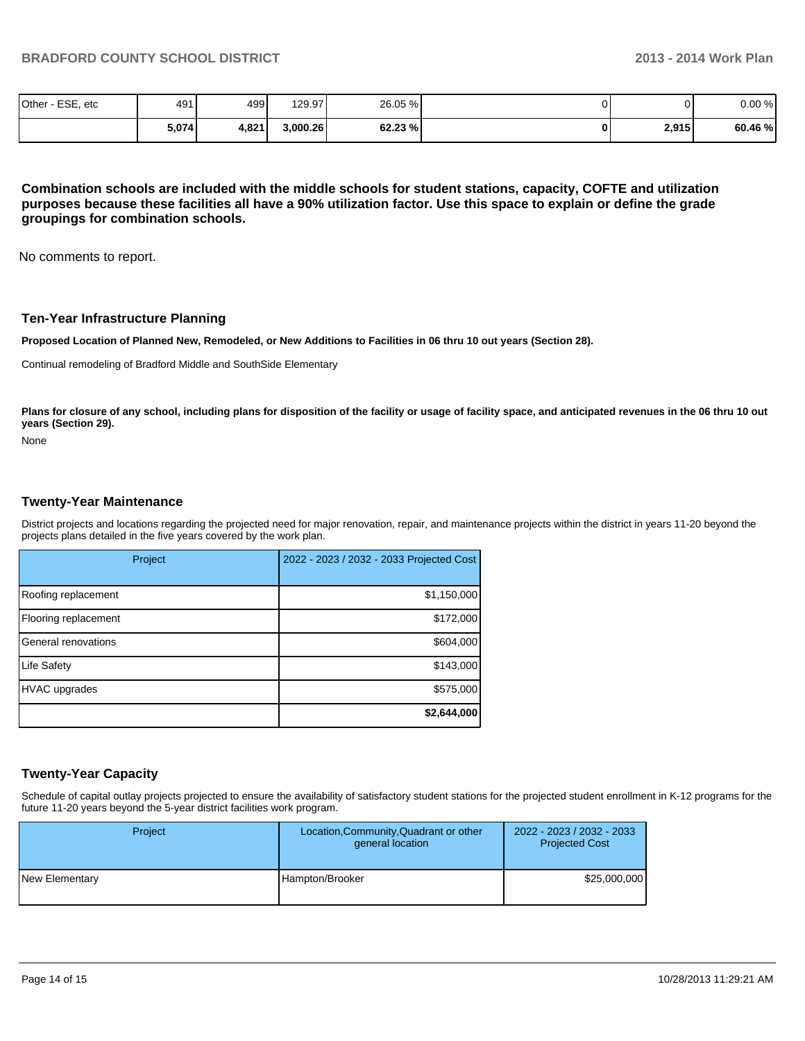| Other - ESE, etc | 491 | 499 | 129.97 | 26.05 % | 0 | 0 | 0.00 % |
|---|---|---|---|---|---|---|---|
| | **5,074** | **4,821** | **3,000.26** | **62.23 %** | **0** | **2,915** | **60.46 %** |

**Combination schools are included with the middle schools for student stations, capacity, COFTE and utilization purposes because these facilities all have a 90% utilization factor. Use this space to explain or define the grade groupings for combination schools.**

No comments to report.

## Ten-Year Infrastructure Planning

**Proposed Location of Planned New, Remodeled, or New Additions to Facilities in 06 thru 10 out years (Section 28).**

Continual remodeling of Bradford Middle and SouthSide Elementary

**Plans for closure of any school, including plans for disposition of the facility or usage of facility space, and anticipated revenues in the 06 thru 10 out years (Section 29).**

None

## Twenty-Year Maintenance

District projects and locations regarding the projected need for major renovation, repair, and maintenance projects within the district in years 11-20 beyond the projects plans detailed in the five years covered by the work plan.

| Project | 2022 - 2023 / 2032 - 2033 Projected Cost |
|---|---|
| Roofing replacement | $1,150,000 |
| Flooring replacement | $172,000 |
| General renovations | $604,000 |
| Life Safety | $143,000 |
| HVAC upgrades | $575,000 |
| | **$2,644,000** |

## Twenty-Year Capacity

Schedule of capital outlay projects projected to ensure the availability of satisfactory student stations for the projected student enrollment in K-12 programs for the future 11-20 years beyond the 5-year district facilities work program.

| Project | Location,Community,Quadrant or other general location | 2022 - 2023 / 2032 - 2033 Projected Cost |
|---|---|---|
| New Elementary | Hampton/Brooker | $25,000,000 |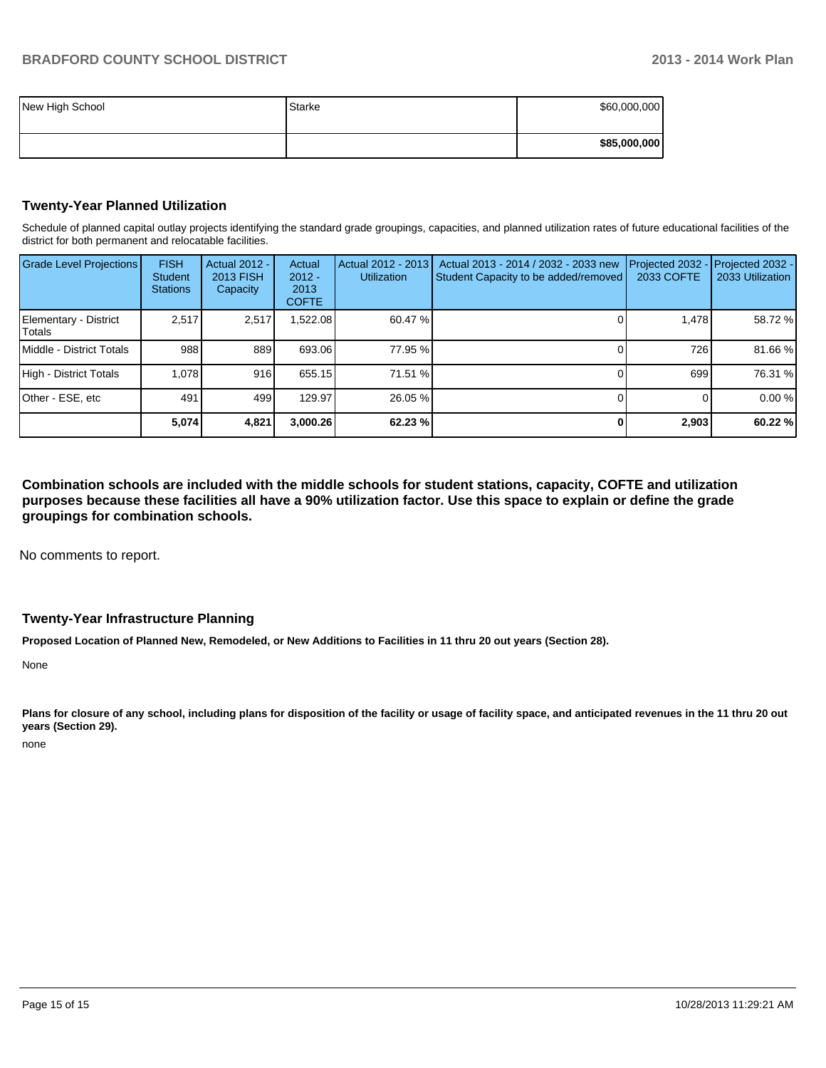| | | |
|---|---|---|
| New High School | Starke | $60,000,000 |
| | | **$85,000,000** |

## Twenty-Year Planned Utilization

Schedule of planned capital outlay projects identifying the standard grade groupings, capacities, and planned utilization rates of future educational facilities of the district for both permanent and relocatable facilities.

| Grade Level Projections | FISH Student Stations | Actual 2012 - 2013 FISH Capacity | Actual 2012 - 2013 COFTE | Actual 2012 - 2013 Utilization | Actual 2013 - 2014 / 2032 - 2033 new Student Capacity to be added/removed | Projected 2032 - 2033 COFTE | Projected 2032 - 2033 Utilization |
|---|---|---|---|---|---|---|---|
| Elementary - District Totals | 2,517 | 2,517 | 1,522.08 | 60.47 % | 0 | 1,478 | 58.72 % |
| Middle - District Totals | 988 | 889 | 693.06 | 77.95 % | 0 | 726 | 81.66 % |
| High - District Totals | 1,078 | 916 | 655.15 | 71.51 % | 0 | 699 | 76.31 % |
| Other - ESE, etc | 491 | 499 | 129.97 | 26.05 % | 0 | 0 | 0.00 % |
| | **5,074** | **4,821** | **3,000.26** | **62.23 %** | **0** | **2,903** | **60.22 %** |

**Combination schools are included with the middle schools for student stations, capacity, COFTE and utilization purposes because these facilities all have a 90% utilization factor. Use this space to explain or define the grade groupings for combination schools.**

No comments to report.

## Twenty-Year Infrastructure Planning

**Proposed Location of Planned New, Remodeled, or New Additions to Facilities in 11 thru 20 out years (Section 28).**

None

**Plans for closure of any school, including plans for disposition of the facility or usage of facility space, and anticipated revenues in the 11 thru 20 out years (Section 29).**

none